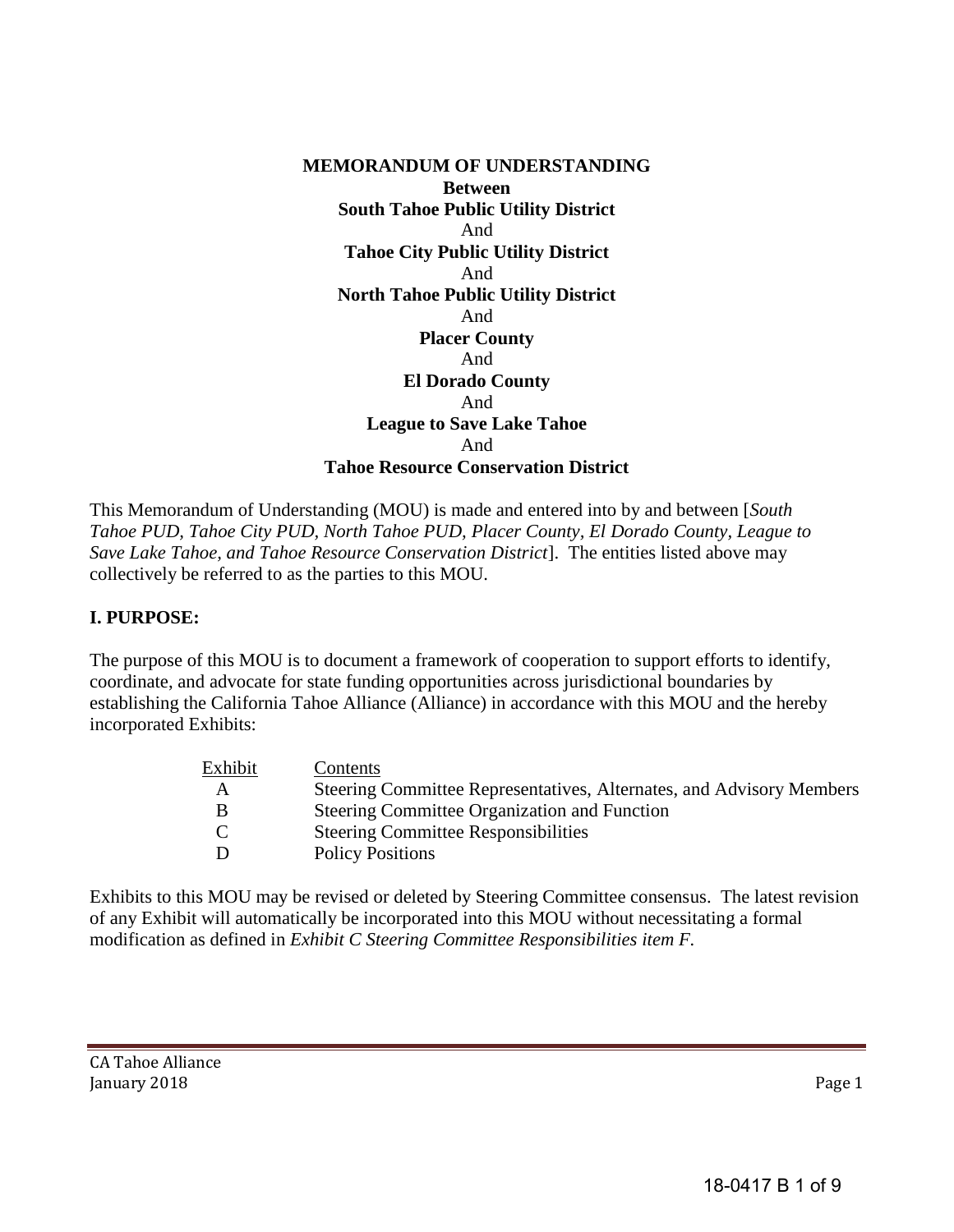**MEMORANDUM OF UNDERSTANDING**
**Between**
**South Tahoe Public Utility District**
And
**Tahoe City Public Utility District**
And
**North Tahoe Public Utility District**
And
**Placer County**
And
**El Dorado County**
And
**League to Save Lake Tahoe**
And
**Tahoe Resource Conservation District**

This Memorandum of Understanding (MOU) is made and entered into by and between [*South Tahoe PUD, Tahoe City PUD, North Tahoe PUD, Placer County, El Dorado County, League to Save Lake Tahoe, and Tahoe Resource Conservation District*]. The entities listed above may collectively be referred to as the parties to this MOU.

## I. PURPOSE:

The purpose of this MOU is to document a framework of cooperation to support efforts to identify, coordinate, and advocate for state funding opportunities across jurisdictional boundaries by establishing the California Tahoe Alliance (Alliance) in accordance with this MOU and the hereby incorporated Exhibits:

| Exhibit | Contents |
|---|---|
| A | Steering Committee Representatives, Alternates, and Advisory Members |
| B | Steering Committee Organization and Function |
| C | Steering Committee Responsibilities |
| D | Policy Positions |

Exhibits to this MOU may be revised or deleted by Steering Committee consensus. The latest revision of any Exhibit will automatically be incorporated into this MOU without necessitating a formal modification as defined in *Exhibit C Steering Committee Responsibilities item F.*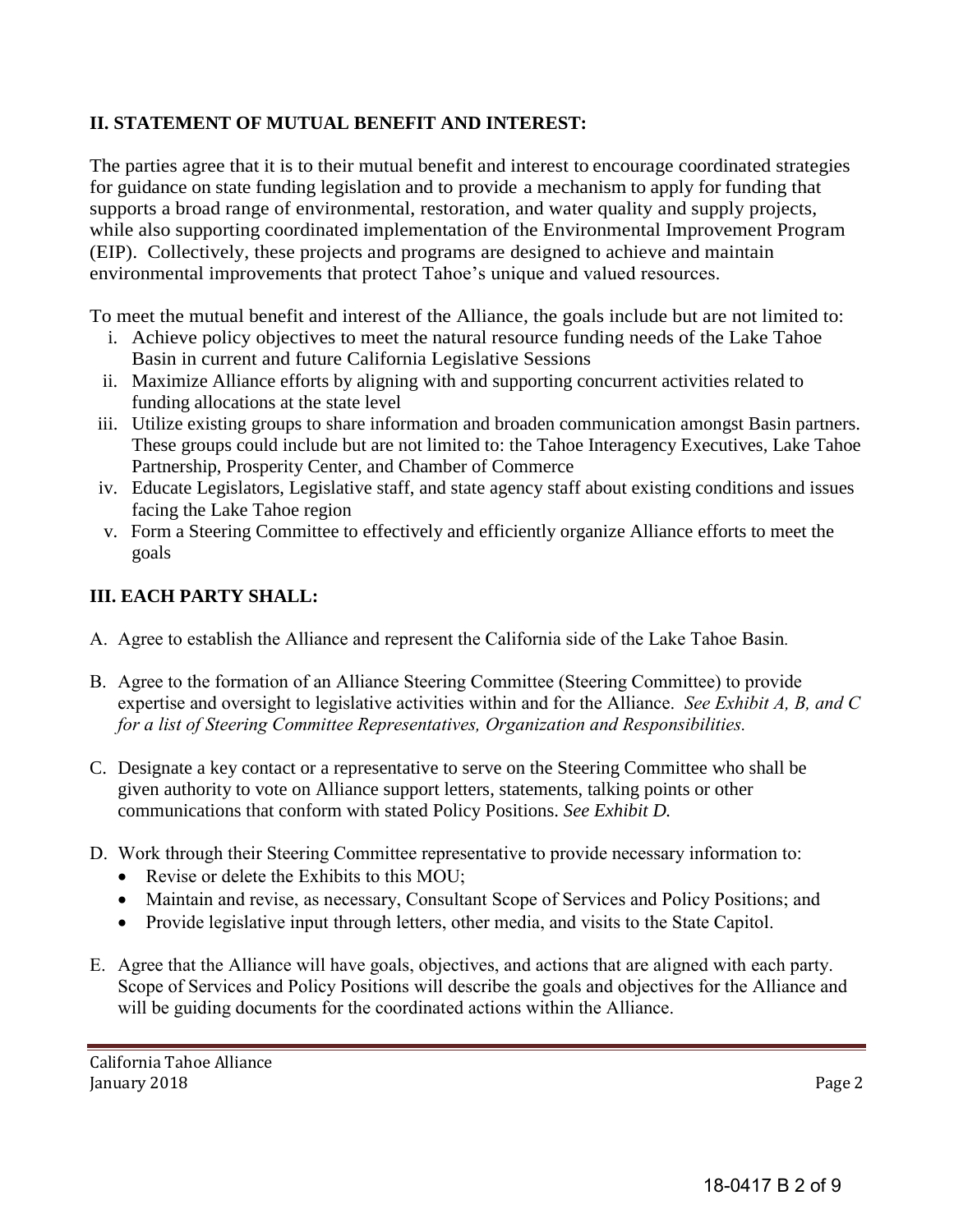## II. STATEMENT OF MUTUAL BENEFIT AND INTEREST:

The parties agree that it is to their mutual benefit and interest to encourage coordinated strategies for guidance on state funding legislation and to provide a mechanism to apply for funding that supports a broad range of environmental, restoration, and water quality and supply projects, while also supporting coordinated implementation of the Environmental Improvement Program (EIP). Collectively, these projects and programs are designed to achieve and maintain environmental improvements that protect Tahoe's unique and valued resources.

To meet the mutual benefit and interest of the Alliance, the goals include but are not limited to:

i. Achieve policy objectives to meet the natural resource funding needs of the Lake Tahoe Basin in current and future California Legislative Sessions
ii. Maximize Alliance efforts by aligning with and supporting concurrent activities related to funding allocations at the state level
iii. Utilize existing groups to share information and broaden communication amongst Basin partners. These groups could include but are not limited to: the Tahoe Interagency Executives, Lake Tahoe Partnership, Prosperity Center, and Chamber of Commerce
iv. Educate Legislators, Legislative staff, and state agency staff about existing conditions and issues facing the Lake Tahoe region
v. Form a Steering Committee to effectively and efficiently organize Alliance efforts to meet the goals

## III. EACH PARTY SHALL:

A. Agree to establish the Alliance and represent the California side of the Lake Tahoe Basin.

B. Agree to the formation of an Alliance Steering Committee (Steering Committee) to provide expertise and oversight to legislative activities within and for the Alliance. *See Exhibit A, B, and C for a list of Steering Committee Representatives, Organization and Responsibilities.*

C. Designate a key contact or a representative to serve on the Steering Committee who shall be given authority to vote on Alliance support letters, statements, talking points or other communications that conform with stated Policy Positions. *See Exhibit D.*

D. Work through their Steering Committee representative to provide necessary information to:
- Revise or delete the Exhibits to this MOU;
- Maintain and revise, as necessary, Consultant Scope of Services and Policy Positions; and
- Provide legislative input through letters, other media, and visits to the State Capitol.

E. Agree that the Alliance will have goals, objectives, and actions that are aligned with each party. Scope of Services and Policy Positions will describe the goals and objectives for the Alliance and will be guiding documents for the coordinated actions within the Alliance.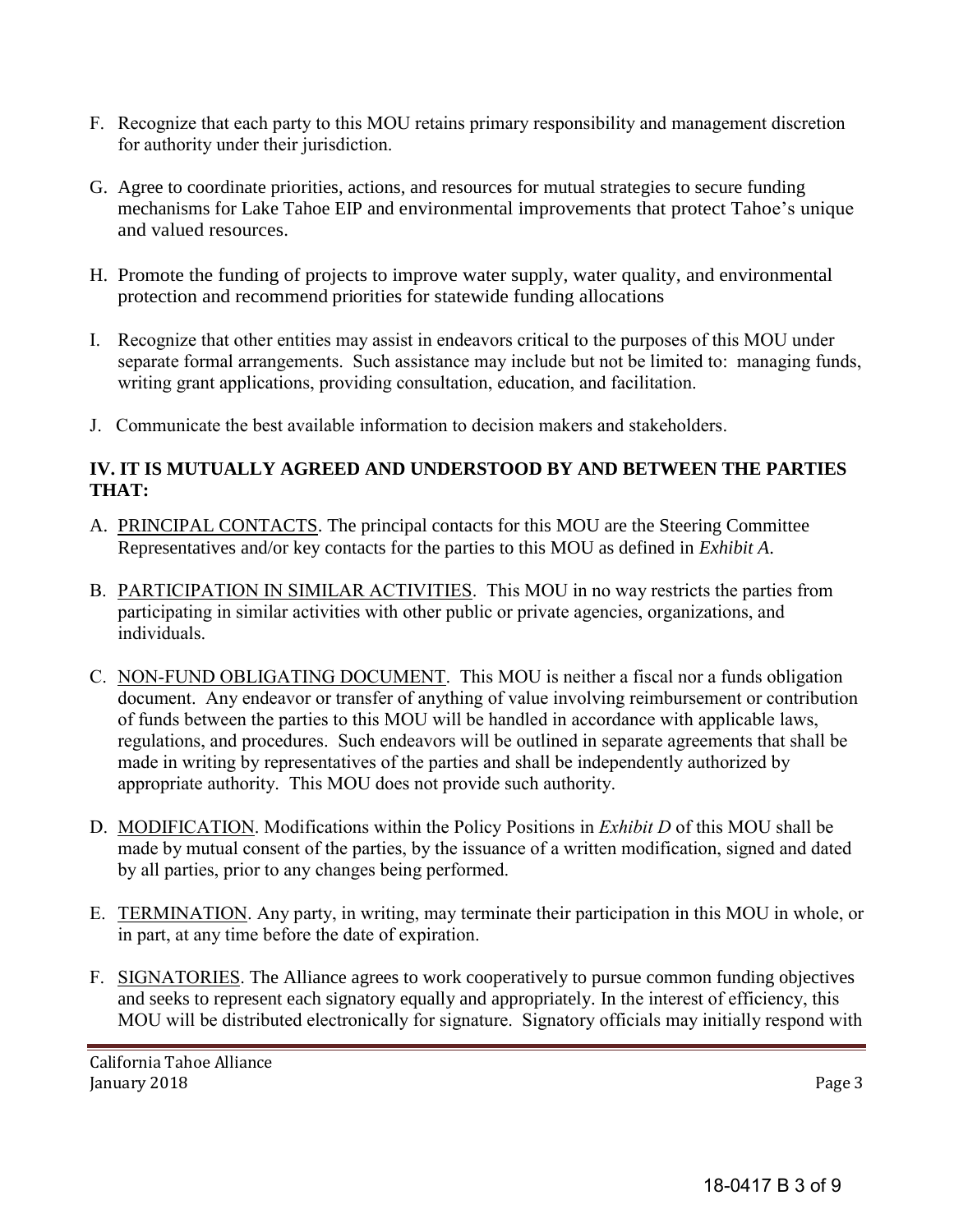F. Recognize that each party to this MOU retains primary responsibility and management discretion for authority under their jurisdiction.

G. Agree to coordinate priorities, actions, and resources for mutual strategies to secure funding mechanisms for Lake Tahoe EIP and environmental improvements that protect Tahoe's unique and valued resources.

H. Promote the funding of projects to improve water supply, water quality, and environmental protection and recommend priorities for statewide funding allocations

I. Recognize that other entities may assist in endeavors critical to the purposes of this MOU under separate formal arrangements. Such assistance may include but not be limited to: managing funds, writing grant applications, providing consultation, education, and facilitation.

J. Communicate the best available information to decision makers and stakeholders.

## IV. IT IS MUTUALLY AGREED AND UNDERSTOOD BY AND BETWEEN THE PARTIES THAT:

A. PRINCIPAL CONTACTS. The principal contacts for this MOU are the Steering Committee Representatives and/or key contacts for the parties to this MOU as defined in *Exhibit A*.

B. PARTICIPATION IN SIMILAR ACTIVITIES. This MOU in no way restricts the parties from participating in similar activities with other public or private agencies, organizations, and individuals.

C. NON-FUND OBLIGATING DOCUMENT. This MOU is neither a fiscal nor a funds obligation document. Any endeavor or transfer of anything of value involving reimbursement or contribution of funds between the parties to this MOU will be handled in accordance with applicable laws, regulations, and procedures. Such endeavors will be outlined in separate agreements that shall be made in writing by representatives of the parties and shall be independently authorized by appropriate authority. This MOU does not provide such authority.

D. MODIFICATION. Modifications within the Policy Positions in *Exhibit D* of this MOU shall be made by mutual consent of the parties, by the issuance of a written modification, signed and dated by all parties, prior to any changes being performed.

E. TERMINATION. Any party, in writing, may terminate their participation in this MOU in whole, or in part, at any time before the date of expiration.

F. SIGNATORIES. The Alliance agrees to work cooperatively to pursue common funding objectives and seeks to represent each signatory equally and appropriately. In the interest of efficiency, this MOU will be distributed electronically for signature. Signatory officials may initially respond with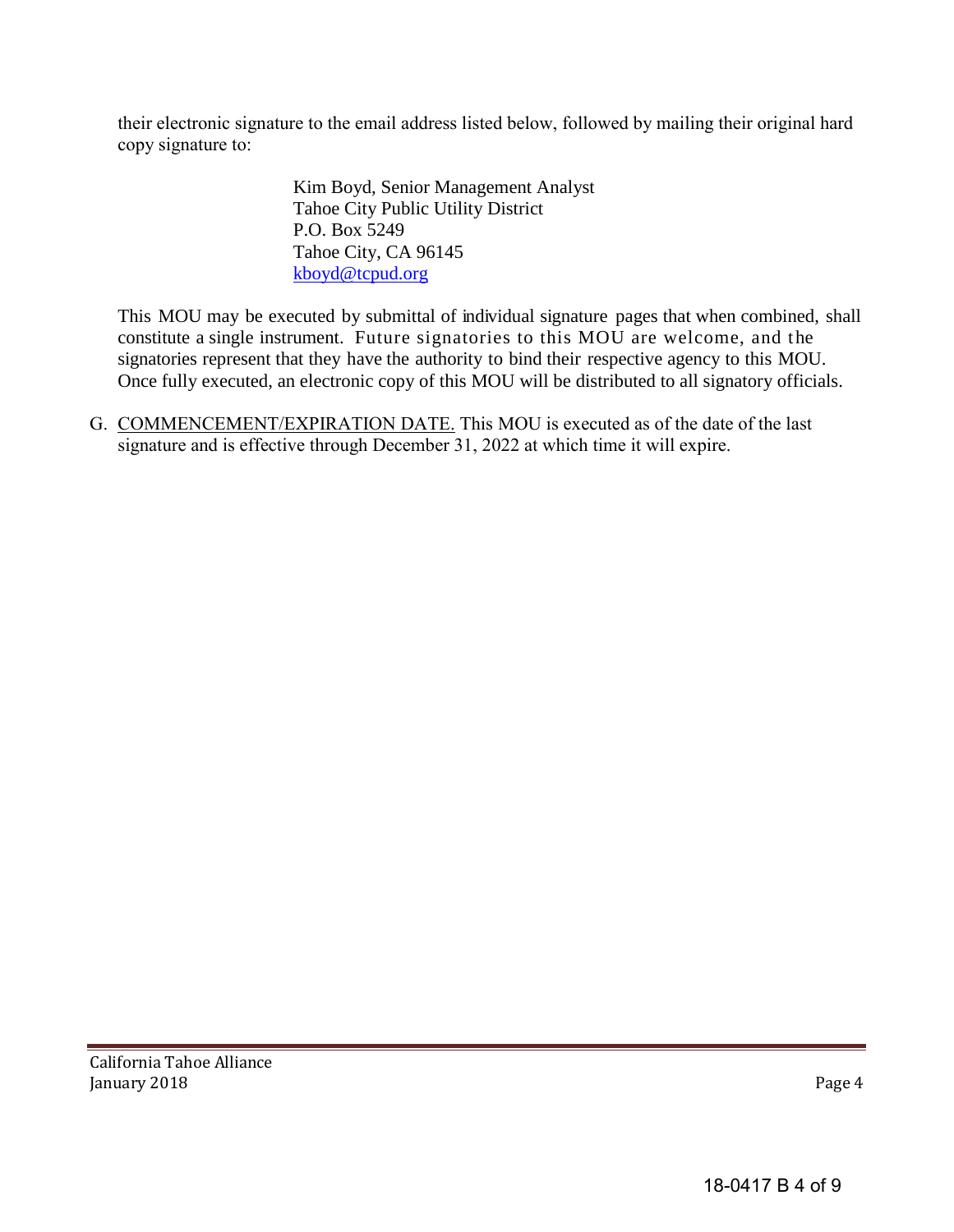their electronic signature to the email address listed below, followed by mailing their original hard copy signature to:

> Kim Boyd, Senior Management Analyst
> Tahoe City Public Utility District
> P.O. Box 5249
> Tahoe City, CA 96145
> kboyd@tcpud.org

This MOU may be executed by submittal of individual signature pages that when combined, shall constitute a single instrument. Future signatories to this MOU are welcome, and the signatories represent that they have the authority to bind their respective agency to this MOU. Once fully executed, an electronic copy of this MOU will be distributed to all signatory officials.

G. COMMENCEMENT/EXPIRATION DATE. This MOU is executed as of the date of the last signature and is effective through December 31, 2022 at which time it will expire.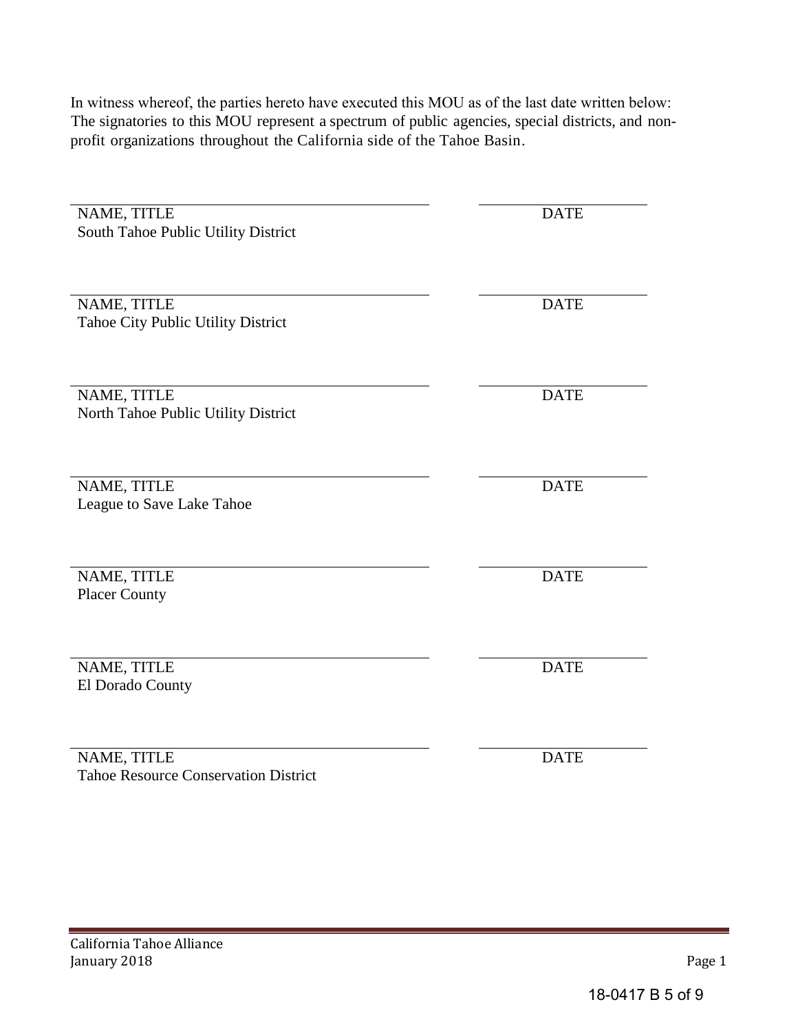In witness whereof, the parties hereto have executed this MOU as of the last date written below: The signatories to this MOU represent a spectrum of public agencies, special districts, and non-profit organizations throughout the California side of the Tahoe Basin.

| | |
|---|---|
| NAME, TITLE<br>South Tahoe Public Utility District | DATE |
| NAME, TITLE<br>Tahoe City Public Utility District | DATE |
| NAME, TITLE<br>North Tahoe Public Utility District | DATE |
| NAME, TITLE<br>League to Save Lake Tahoe | DATE |
| NAME, TITLE<br>Placer County | DATE |
| NAME, TITLE<br>El Dorado County | DATE |
| NAME, TITLE<br>Tahoe Resource Conservation District | DATE |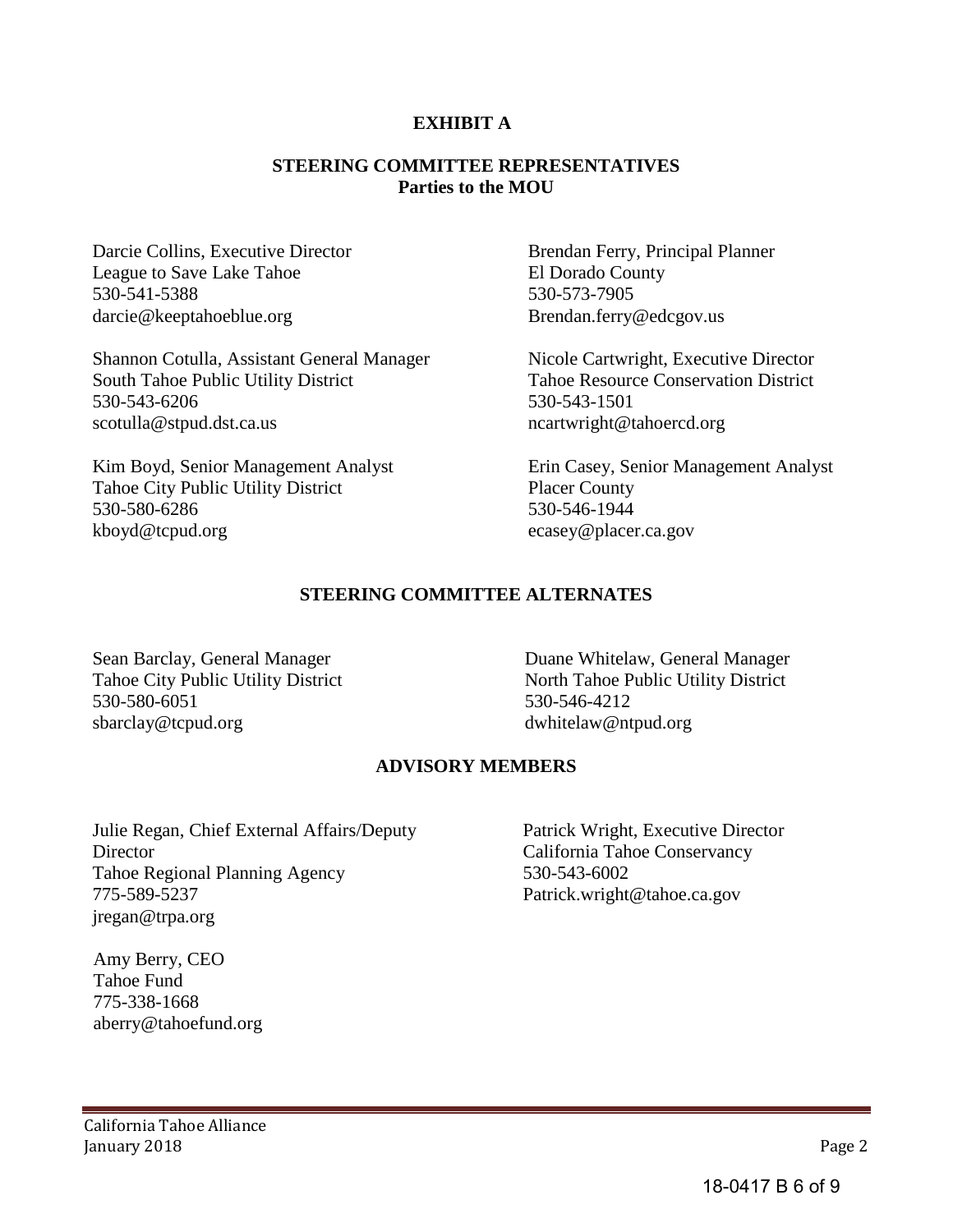# EXHIBIT A

## STEERING COMMITTEE REPRESENTATIVES
**Parties to the MOU**

Darcie Collins, Executive Director
League to Save Lake Tahoe
530-541-5388
darcie@keeptahoeblue.org

Brendan Ferry, Principal Planner
El Dorado County
530-573-7905
Brendan.ferry@edcgov.us

Shannon Cotulla, Assistant General Manager
South Tahoe Public Utility District
530-543-6206
scotulla@stpud.dst.ca.us

Nicole Cartwright, Executive Director
Tahoe Resource Conservation District
530-543-1501
ncartwright@tahoercd.org

Kim Boyd, Senior Management Analyst
Tahoe City Public Utility District
530-580-6286
kboyd@tcpud.org

Erin Casey, Senior Management Analyst
Placer County
530-546-1944
ecasey@placer.ca.gov

## STEERING COMMITTEE ALTERNATES

Sean Barclay, General Manager
Tahoe City Public Utility District
530-580-6051
sbarclay@tcpud.org

Duane Whitelaw, General Manager
North Tahoe Public Utility District
530-546-4212
dwhitelaw@ntpud.org

## ADVISORY MEMBERS

Julie Regan, Chief External Affairs/Deputy Director
Tahoe Regional Planning Agency
775-589-5237
jregan@trpa.org

Patrick Wright, Executive Director
California Tahoe Conservancy
530-543-6002
Patrick.wright@tahoe.ca.gov

Amy Berry, CEO
Tahoe Fund
775-338-1668
aberry@tahoefund.org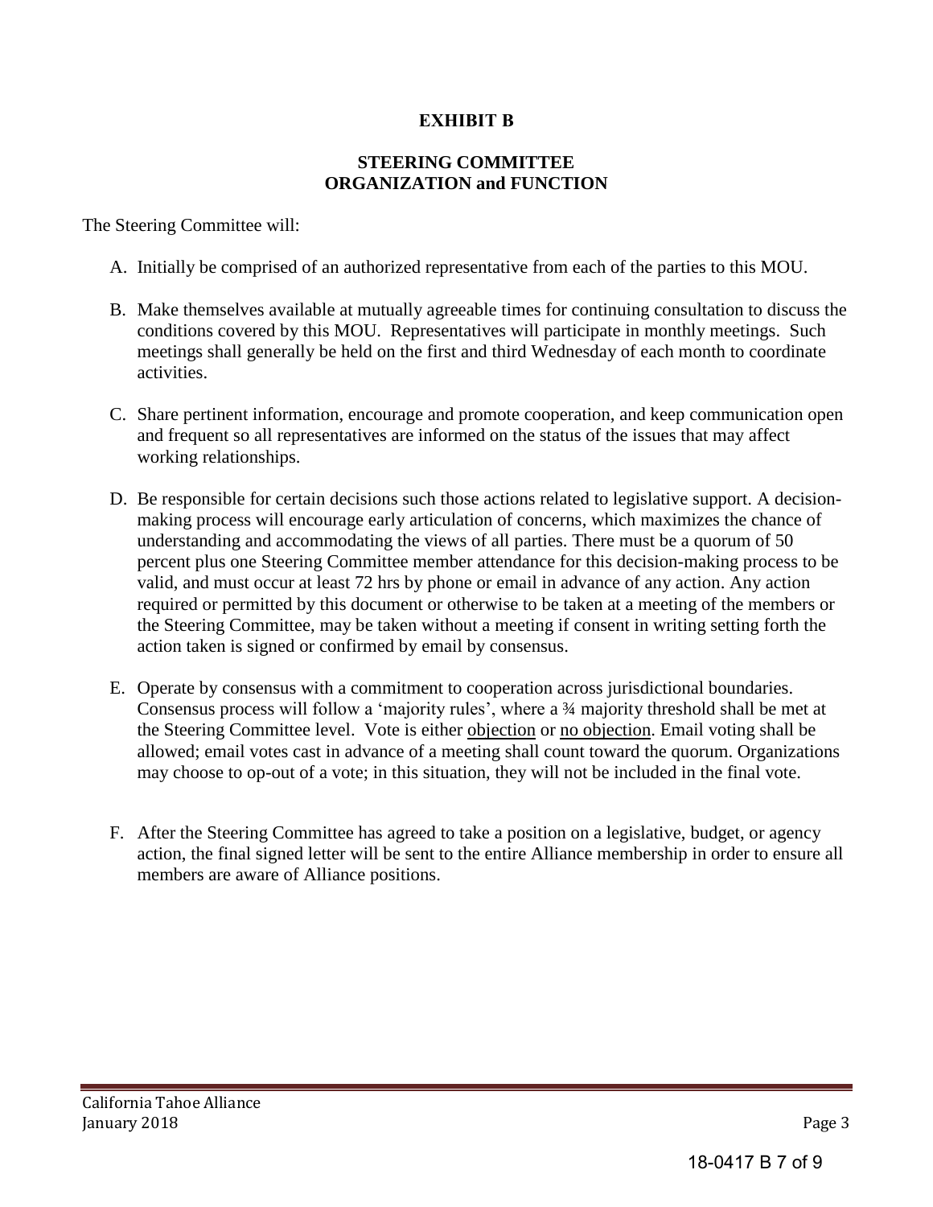**EXHIBIT B**

**STEERING COMMITTEE**
**ORGANIZATION and FUNCTION**

The Steering Committee will:

A. Initially be comprised of an authorized representative from each of the parties to this MOU.

B. Make themselves available at mutually agreeable times for continuing consultation to discuss the conditions covered by this MOU. Representatives will participate in monthly meetings. Such meetings shall generally be held on the first and third Wednesday of each month to coordinate activities.

C. Share pertinent information, encourage and promote cooperation, and keep communication open and frequent so all representatives are informed on the status of the issues that may affect working relationships.

D. Be responsible for certain decisions such those actions related to legislative support. A decision-making process will encourage early articulation of concerns, which maximizes the chance of understanding and accommodating the views of all parties. There must be a quorum of 50 percent plus one Steering Committee member attendance for this decision-making process to be valid, and must occur at least 72 hrs by phone or email in advance of any action. Any action required or permitted by this document or otherwise to be taken at a meeting of the members or the Steering Committee, may be taken without a meeting if consent in writing setting forth the action taken is signed or confirmed by email by consensus.

E. Operate by consensus with a commitment to cooperation across jurisdictional boundaries. Consensus process will follow a 'majority rules', where a ¾ majority threshold shall be met at the Steering Committee level. Vote is either <u>objection</u> or <u>no objection</u>. Email voting shall be allowed; email votes cast in advance of a meeting shall count toward the quorum. Organizations may choose to op-out of a vote; in this situation, they will not be included in the final vote.

F. After the Steering Committee has agreed to take a position on a legislative, budget, or agency action, the final signed letter will be sent to the entire Alliance membership in order to ensure all members are aware of Alliance positions.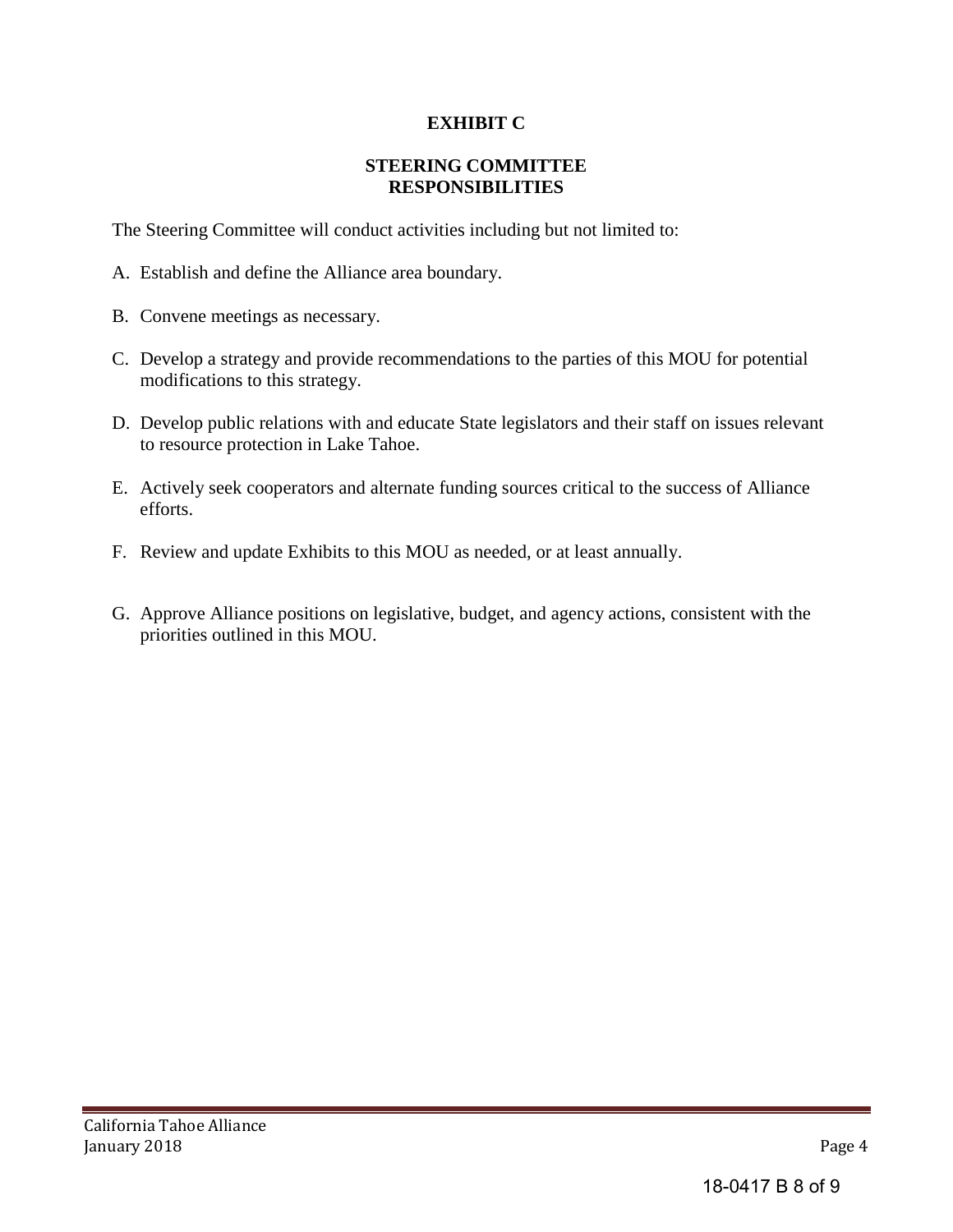# EXHIBIT C

## STEERING COMMITTEE RESPONSIBILITIES

The Steering Committee will conduct activities including but not limited to:

A. Establish and define the Alliance area boundary.

B. Convene meetings as necessary.

C. Develop a strategy and provide recommendations to the parties of this MOU for potential modifications to this strategy.

D. Develop public relations with and educate State legislators and their staff on issues relevant to resource protection in Lake Tahoe.

E. Actively seek cooperators and alternate funding sources critical to the success of Alliance efforts.

F. Review and update Exhibits to this MOU as needed, or at least annually.

G. Approve Alliance positions on legislative, budget, and agency actions, consistent with the priorities outlined in this MOU.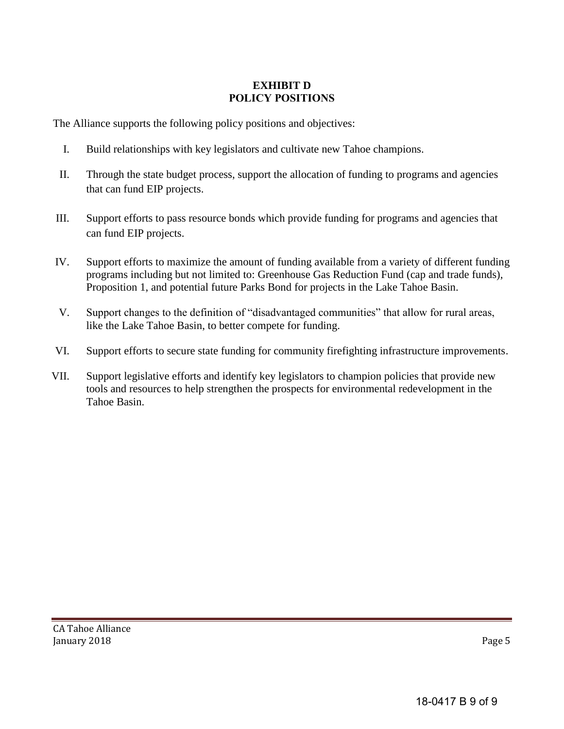# EXHIBIT D
# POLICY POSITIONS

The Alliance supports the following policy positions and objectives:

I. Build relationships with key legislators and cultivate new Tahoe champions.

II. Through the state budget process, support the allocation of funding to programs and agencies that can fund EIP projects.

III. Support efforts to pass resource bonds which provide funding for programs and agencies that can fund EIP projects.

IV. Support efforts to maximize the amount of funding available from a variety of different funding programs including but not limited to: Greenhouse Gas Reduction Fund (cap and trade funds), Proposition 1, and potential future Parks Bond for projects in the Lake Tahoe Basin.

V. Support changes to the definition of "disadvantaged communities" that allow for rural areas, like the Lake Tahoe Basin, to better compete for funding.

VI. Support efforts to secure state funding for community firefighting infrastructure improvements.

VII. Support legislative efforts and identify key legislators to champion policies that provide new tools and resources to help strengthen the prospects for environmental redevelopment in the Tahoe Basin.